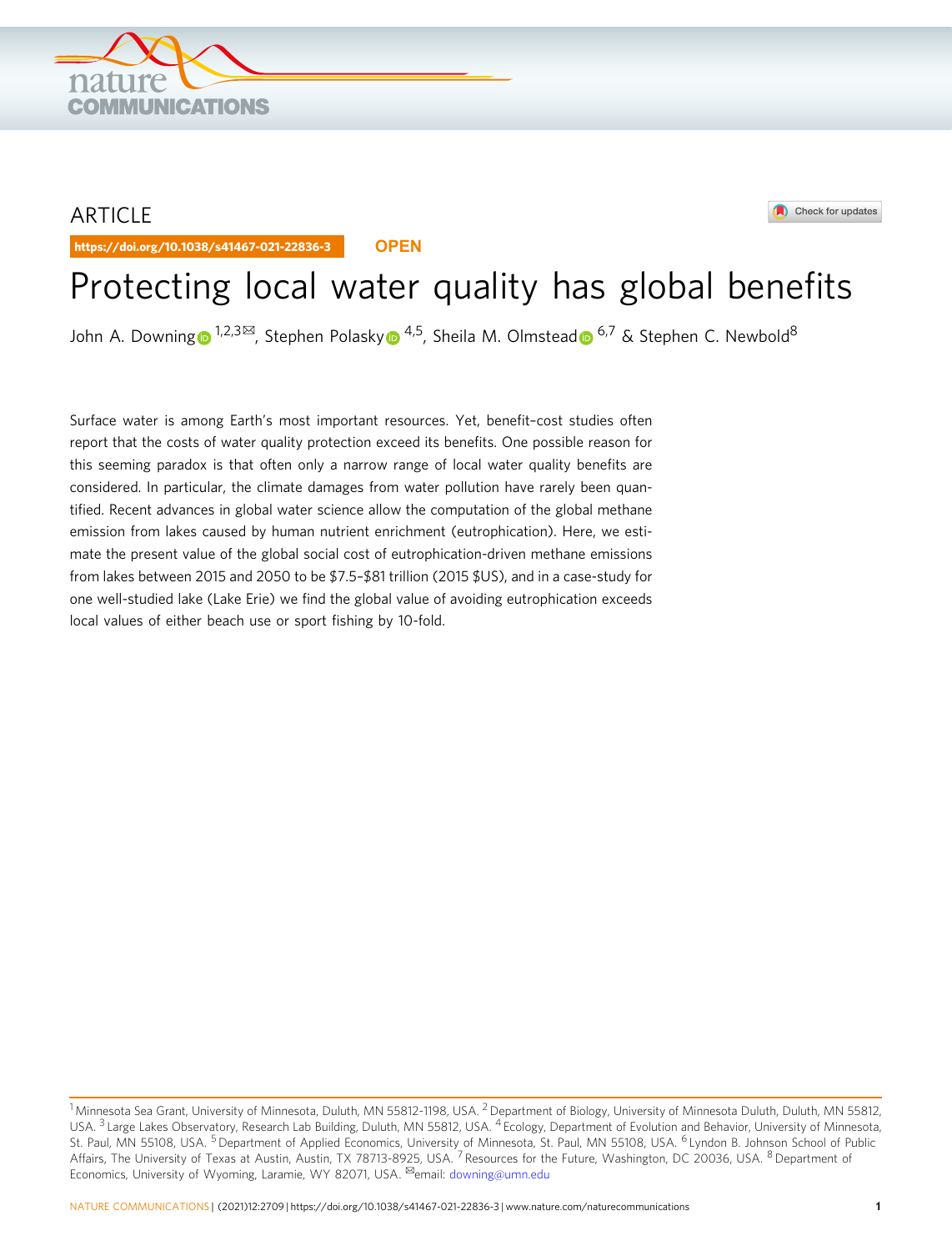ARTICLE

https://doi.org/10.1038/s41467-021-22836-3 OPEN

# Protecting local water quality has global benefits

John A. Downing[1,2,3✉], Stephen Polasky[4,5], Sheila M. Olmstead[6,7] & Stephen C. Newbold[8]

Surface water is among Earth's most important resources. Yet, benefit–cost studies often report that the costs of water quality protection exceed its benefits. One possible reason for this seeming paradox is that often only a narrow range of local water quality benefits are considered. In particular, the climate damages from water pollution have rarely been quantified. Recent advances in global water science allow the computation of the global methane emission from lakes caused by human nutrient enrichment (eutrophication). Here, we estimate the present value of the global social cost of eutrophication-driven methane emissions from lakes between 2015 and 2050 to be $7.5–$81 trillion (2015 $US), and in a case-study for one well-studied lake (Lake Erie) we find the global value of avoiding eutrophication exceeds local values of either beach use or sport fishing by 10-fold.

[1] Minnesota Sea Grant, University of Minnesota, Duluth, MN 55812-1198, USA. [2] Department of Biology, University of Minnesota Duluth, Duluth, MN 55812, USA. [3] Large Lakes Observatory, Research Lab Building, Duluth, MN 55812, USA. [4] Ecology, Department of Evolution and Behavior, University of Minnesota, St. Paul, MN 55108, USA. [5] Department of Applied Economics, University of Minnesota, St. Paul, MN 55108, USA. [6] Lyndon B. Johnson School of Public Affairs, The University of Texas at Austin, Austin, TX 78713-8925, USA. [7] Resources for the Future, Washington, DC 20036, USA. [8] Department of Economics, University of Wyoming, Laramie, WY 82071, USA. ✉email: downing@umn.edu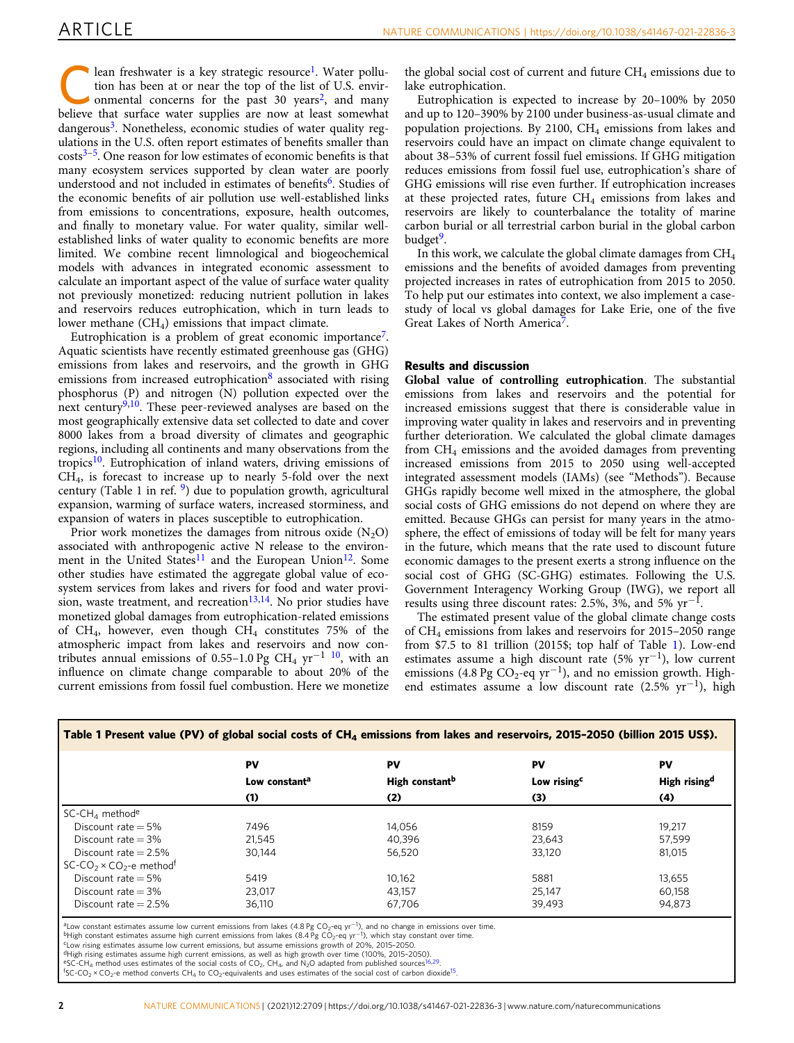Clean freshwater is a key strategic resource[1]. Water pollution has been at or near the top of the list of U.S. environmental concerns for the past 30 years[2], and many believe that surface water supplies are now at least somewhat dangerous[3]. Nonetheless, economic studies of water quality regulations in the U.S. often report estimates of benefits smaller than costs[3–5]. One reason for low estimates of economic benefits is that many ecosystem services supported by clean water are poorly understood and not included in estimates of benefits[6]. Studies of the economic benefits of air pollution use well-established links from emissions to concentrations, exposure, health outcomes, and finally to monetary value. For water quality, similar well-established links of water quality to economic benefits are more limited. We combine recent limnological and biogeochemical models with advances in integrated economic assessment to calculate an important aspect of the value of surface water quality not previously monetized: reducing nutrient pollution in lakes and reservoirs reduces eutrophication, which in turn leads to lower methane ($CH_4$) emissions that impact climate.

Eutrophication is a problem of great economic importance[7]. Aquatic scientists have recently estimated greenhouse gas (GHG) emissions from lakes and reservoirs, and the growth in GHG emissions from increased eutrophication[8] associated with rising phosphorus (P) and nitrogen (N) pollution expected over the next century[9,10]. These peer-reviewed analyses are based on the most geographically extensive data set collected to date and cover 8000 lakes from a broad diversity of climates and geographic regions, including all continents and many observations from the tropics[10]. Eutrophication of inland waters, driving emissions of $CH_4$, is forecast to increase up to nearly 5-fold over the next century (Table 1 in ref. [9]) due to population growth, agricultural expansion, warming of surface waters, increased storminess, and expansion of waters in places susceptible to eutrophication.

Prior work monetizes the damages from nitrous oxide ($N_2O$) associated with anthropogenic active N release to the environment in the United States[11] and the European Union[12]. Some other studies have estimated the aggregate global value of ecosystem services from lakes and rivers for food and water provision, waste treatment, and recreation[13,14]. No prior studies have monetized global damages from eutrophication-related emissions of $CH_4$, however, even though $CH_4$ constitutes 75% of the atmospheric impact from lakes and reservoirs and now contributes annual emissions of 0.55–1.0 Pg $CH_4$ $yr^{-1}$ [10], with an influence on climate change comparable to about 20% of the current emissions from fossil fuel combustion. Here we monetize the global social cost of current and future $CH_4$ emissions due to lake eutrophication.

Eutrophication is expected to increase by 20–100% by 2050 and up to 120–390% by 2100 under business-as-usual climate and population projections. By 2100, $CH_4$ emissions from lakes and reservoirs could have an impact on climate change equivalent to about 38–53% of current fossil fuel emissions. If GHG mitigation reduces emissions from fossil fuel use, eutrophication's share of GHG emissions will rise even further. If eutrophication increases at these projected rates, future $CH_4$ emissions from lakes and reservoirs are likely to counterbalance the totality of marine carbon burial or all terrestrial carbon burial in the global carbon budget[9].

In this work, we calculate the global climate damages from $CH_4$ emissions and the benefits of avoided damages from preventing projected increases in rates of eutrophication from 2015 to 2050. To help put our estimates into context, we also implement a case-study of local vs global damages for Lake Erie, one of the five Great Lakes of North America[7].

## Results and discussion

**Global value of controlling eutrophication**. The substantial emissions from lakes and reservoirs and the potential for increased emissions suggest that there is considerable value in improving water quality in lakes and reservoirs and in preventing further deterioration. We calculated the global climate damages from $CH_4$ emissions and the avoided damages from preventing increased emissions from 2015 to 2050 using well-accepted integrated assessment models (IAMs) (see "Methods"). Because GHGs rapidly become well mixed in the atmosphere, the global social costs of GHG emissions do not depend on where they are emitted. Because GHGs can persist for many years in the atmosphere, the effect of emissions of today will be felt for many years in the future, which means that the rate used to discount future economic damages to the present exerts a strong influence on the social cost of GHG (SC-GHG) estimates. Following the U.S. Government Interagency Working Group (IWG), we report all results using three discount rates: 2.5%, 3%, and 5% $yr^{-1}$.

The estimated present value of the global climate change costs of $CH_4$ emissions from lakes and reservoirs for 2015–2050 range from \$7.5 to 81 trillion (2015\$; top half of Table 1). Low-end estimates assume a high discount rate (5% $yr^{-1}$), low current emissions (4.8 Pg $CO_2$-eq $yr^{-1}$), and no emission growth. High-end estimates assume a low discount rate (2.5% $yr^{-1}$), high

**Table 1 Present value (PV) of global social costs of $CH_4$ emissions from lakes and reservoirs, 2015–2050 (billion 2015 US\$).**

| | PV Low constant[a] (1) | PV High constant[b] (2) | PV Low rising[c] (3) | PV High rising[d] (4) |
|---|---|---|---|---|
| $SC$-$CH_4$ method[e] | | | | |
| Discount rate = 5% | 7496 | 14,056 | 8159 | 19,217 |
| Discount rate = 3% | 21,545 | 40,396 | 23,643 | 57,599 |
| Discount rate = 2.5% | 30,144 | 56,520 | 33,120 | 81,015 |
| $SC$-$CO_2 \times CO_2$-e method[f] | | | | |
| Discount rate = 5% | 5419 | 10,162 | 5881 | 13,655 |
| Discount rate = 3% | 23,017 | 43,157 | 25,147 | 60,158 |
| Discount rate = 2.5% | 36,110 | 67,706 | 39,493 | 94,873 |

[a]Low constant estimates assume low current emissions from lakes (4.8 Pg $CO_2$-eq $yr^{-1}$), and no change in emissions over time.
[b]High constant estimates assume high current emissions from lakes (8.4 Pg $CO_2$-eq $yr^{-1}$), which stay constant over time.
[c]Low rising estimates assume low current emissions, but assume emissions growth of 20%, 2015–2050.
[d]High rising estimates assume high current emissions, as well as high growth over time (100%, 2015–2050).
[e]SC-$CH_4$ method uses estimates of the social costs of $CO_2$, $CH_4$, and $N_2O$ adapted from published sources[16,29].
[f]SC-$CO_2 \times CO_2$-e method converts $CH_4$ to $CO_2$-equivalents and uses estimates of the social cost of carbon dioxide[15].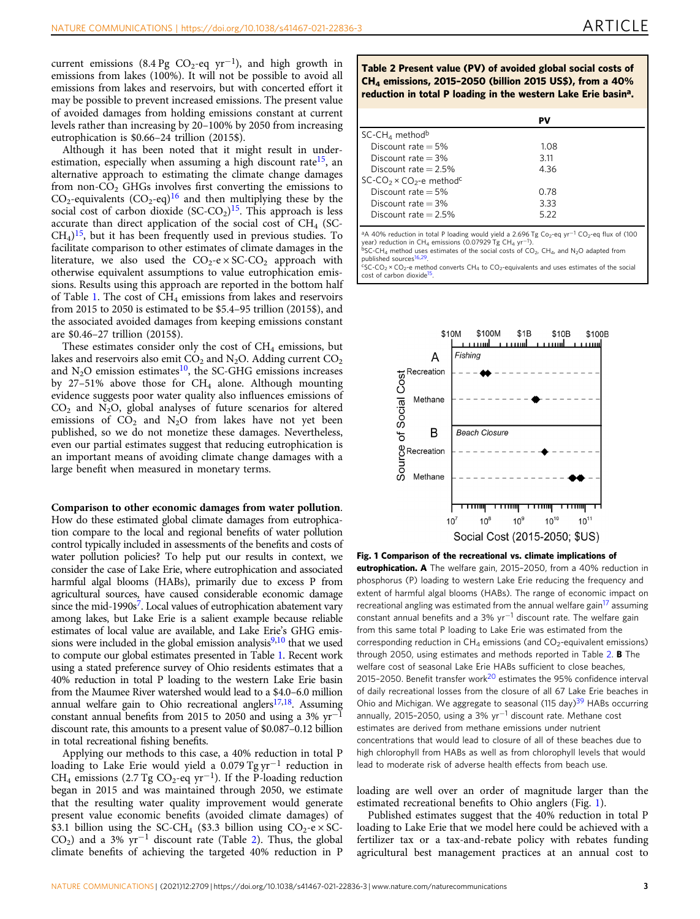current emissions (8.4 Pg $CO_2$-eq $yr^{-1}$), and high growth in emissions from lakes (100%). It will not be possible to avoid all emissions from lakes and reservoirs, but with concerted effort it may be possible to prevent increased emissions. The present value of avoided damages from holding emissions constant at current levels rather than increasing by 20–100% by 2050 from increasing eutrophication is $0.66–24 trillion (2015$).

Although it has been noted that it might result in underestimation, especially when assuming a high discount rate[15], an alternative approach to estimating the climate change damages from non-$CO_2$ GHGs involves first converting the emissions to $CO_2$-equivalents ($CO_2$-eq)[16] and then multiplying these by the social cost of carbon dioxide (SC-$CO_2$)[15]. This approach is less accurate than direct application of the social cost of $CH_4$ (SC-$CH_4$)[15], but it has been frequently used in previous studies. To facilitate comparison to other estimates of climate damages in the literature, we also used the $CO_2$-e × SC-$CO_2$ approach with otherwise equivalent assumptions to value eutrophication emissions. Results using this approach are reported in the bottom half of Table 1. The cost of $CH_4$ emissions from lakes and reservoirs from 2015 to 2050 is estimated to be $5.4–95 trillion (2015$), and the associated avoided damages from keeping emissions constant are $0.46–27 trillion (2015$).

These estimates consider only the cost of $CH_4$ emissions, but lakes and reservoirs also emit $CO_2$ and $N_2O$. Adding current $CO_2$ and $N_2O$ emission estimates[10], the SC-GHG emissions increases by 27–51% above those for $CH_4$ alone. Although mounting evidence suggests poor water quality also influences emissions of $CO_2$ and $N_2O$, global analyses of future scenarios for altered emissions of $CO_2$ and $N_2O$ from lakes have not yet been published, so we do not monetize these damages. Nevertheless, even our partial estimates suggest that reducing eutrophication is an important means of avoiding climate change damages with a large benefit when measured in monetary terms.

**Comparison to other economic damages from water pollution**. How do these estimated global climate damages from eutrophication compare to the local and regional benefits of water pollution control typically included in assessments of the benefits and costs of water pollution policies? To help put our results in context, we consider the case of Lake Erie, where eutrophication and associated harmful algal blooms (HABs), primarily due to excess P from agricultural sources, have caused considerable economic damage since the mid-1990s[7]. Local values of eutrophication abatement vary among lakes, but Lake Erie is a salient example because reliable estimates of local value are available, and Lake Erie's GHG emissions were included in the global emission analysis[9,10] that we used to compute our global estimates presented in Table 1. Recent work using a stated preference survey of Ohio residents estimates that a 40% reduction in total P loading to the western Lake Erie basin from the Maumee River watershed would lead to a $4.0–6.0 million annual welfare gain to Ohio recreational anglers[17,18]. Assuming constant annual benefits from 2015 to 2050 and using a 3% $yr^{-1}$ discount rate, this amounts to a present value of $0.087–0.12 billion in total recreational fishing benefits.

Applying our methods to this case, a 40% reduction in total P loading to Lake Erie would yield a 0.079 Tg $yr^{-1}$ reduction in $CH_4$ emissions (2.7 Tg $CO_2$-eq $yr^{-1}$). If the P-loading reduction began in 2015 and was maintained through 2050, we estimate that the resulting water quality improvement would generate present value economic benefits (avoided climate damages) of $3.1 billion using the SC-$CH_4$ ($3.3 billion using $CO_2$-e × SC-$CO_2$) and a 3% $yr^{-1}$ discount rate (Table 2). Thus, the global climate benefits of achieving the targeted 40% reduction in P loading are well over an order of magnitude larger than the estimated recreational benefits to Ohio anglers (Fig. 1).

Published estimates suggest that the 40% reduction in total P loading to Lake Erie that we model here could be achieved with a fertilizer tax or a tax-and-rebate policy with rebates funding agricultural best management practices at an annual cost to

**Table 2 Present value (PV) of avoided global social costs of $CH_4$ emissions, 2015–2050 (billion 2015 US$), from a 40% reduction in total P loading in the western Lake Erie basin[a].**

| | PV |
|---|---|
| SC-$CH_4$ method[b] | |
| Discount rate = 5% | 1.08 |
| Discount rate = 3% | 3.11 |
| Discount rate = 2.5% | 4.36 |
| SC-$CO_2$ × $CO_2$-e method[c] | |
| Discount rate = 5% | 0.78 |
| Discount rate = 3% | 3.33 |
| Discount rate = 2.5% | 5.22 |

[a]A 40% reduction in total P loading would yield a 2.696 Tg $CO_2$-eq $yr^{-1}$ $CO_2$-eq flux of (100 year) reduction in $CH_4$ emissions (0.07929 Tg $CH_4$ $yr^{-1}$).
[b]SC-$CH_4$ method uses estimates of the social costs of $CO_2$, $CH_4$, and $N_2O$ adapted from published sources[16,29].
[c]SC-$CO_2$ × $CO_2$-e method converts $CH_4$ to $CO_2$-equivalents and uses estimates of the social cost of carbon dioxide[15].

**Fig. 1 Comparison of the recreational vs. climate implications of eutrophication.** **A** The welfare gain, 2015–2050, from a 40% reduction in phosphorus (P) loading to western Lake Erie reducing the frequency and extent of harmful algal blooms (HABs). The range of economic impact on recreational angling was estimated from the annual welfare gain[17] assuming constant annual benefits and a 3% $yr^{-1}$ discount rate. The welfare gain from this same total P loading to Lake Erie was estimated from the corresponding reduction in $CH_4$ emissions (and $CO_2$-equivalent emissions) through 2050, using estimates and methods reported in Table 2. **B** The welfare cost of seasonal Lake Erie HABs sufficient to close beaches, 2015–2050. Benefit transfer work[20] estimates the 95% confidence interval of daily recreational losses from the closure of all 67 Lake Erie beaches in Ohio and Michigan. We aggregate to seasonal (115 day)[39] HABs occurring annually, 2015–2050, using a 3% $yr^{-1}$ discount rate. Methane cost estimates are derived from methane emissions under nutrient concentrations that would lead to closure of all of these beaches due to high chlorophyll from HABs as well as from chlorophyll levels that would lead to moderate risk of adverse health effects from beach use.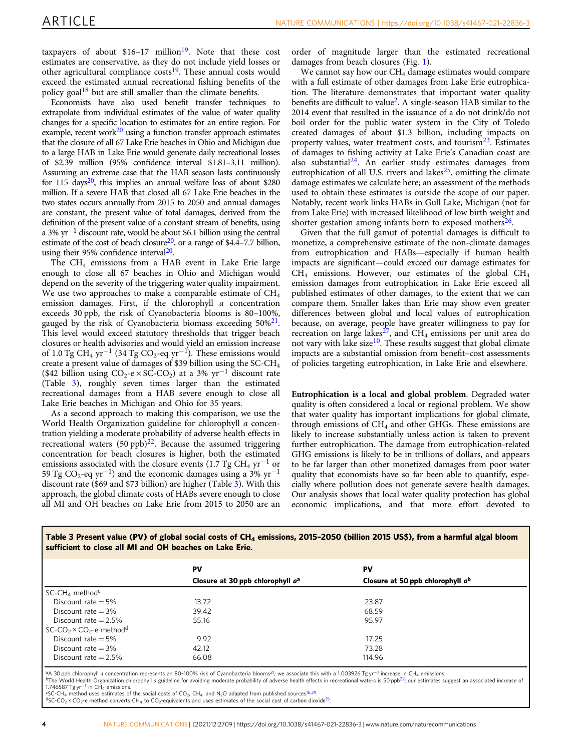taxpayers of about \$16–17 million[19]. Note that these cost estimates are conservative, as they do not include yield losses or other agricultural compliance costs[19]. These annual costs would exceed the estimated annual recreational fishing benefits of the policy goal[18] but are still smaller than the climate benefits.

Economists have also used benefit transfer techniques to extrapolate from individual estimates of the value of water quality changes for a specific location to estimates for an entire region. For example, recent work[20] using a function transfer approach estimates that the closure of all 67 Lake Erie beaches in Ohio and Michigan due to a large HAB in Lake Erie would generate daily recreational losses of \$2.39 million (95% confidence interval \$1.81–3.11 million). Assuming an extreme case that the HAB season lasts continuously for 115 days[20], this implies an annual welfare loss of about \$280 million. If a severe HAB that closed all 67 Lake Erie beaches in the two states occurs annually from 2015 to 2050 and annual damages are constant, the present value of total damages, derived from the definition of the present value of a constant stream of benefits, using a 3% $yr^{-1}$ discount rate, would be about \$6.1 billion using the central estimate of the cost of beach closure[20], or a range of \$4.4–7.7 billion, using their 95% confidence interval[20].

The $CH_4$ emissions from a HAB event in Lake Erie large enough to close all 67 beaches in Ohio and Michigan would depend on the severity of the triggering water quality impairment. We use two approaches to make a comparable estimate of $CH_4$ emission damages. First, if the chlorophyll *a* concentration exceeds 30 ppb, the risk of Cyanobacteria blooms is 80–100%, gauged by the risk of Cyanobacteria biomass exceeding 50%[21]. This level would exceed statutory thresholds that trigger beach closures or health advisories and would yield an emission increase of 1.0 Tg $CH_4$ $yr^{-1}$ (34 Tg $CO_2$-eq $yr^{-1}$). These emissions would create a present value of damages of \$39 billion using the SC-$CH_4$ (\$42 billion using $CO_2$-e × SC-$CO_2$) at a 3% $yr^{-1}$ discount rate (Table 3), roughly seven times larger than the estimated recreational damages from a HAB severe enough to close all Lake Erie beaches in Michigan and Ohio for 35 years.

As a second approach to making this comparison, we use the World Health Organization guideline for chlorophyll *a* concentration yielding a moderate probability of adverse health effects in recreational waters (50 ppb)[22]. Because the assumed triggering concentration for beach closures is higher, both the estimated emissions associated with the closure events (1.7 Tg $CH_4$ $yr^{-1}$ or 59 Tg $CO_2$-eq $yr^{-1}$) and the economic damages using a 3% $yr^{-1}$ discount rate (\$69 and \$73 billion) are higher (Table 3). With this approach, the global climate costs of HABs severe enough to close all MI and OH beaches on Lake Erie from 2015 to 2050 are an order of magnitude larger than the estimated recreational damages from beach closures (Fig. 1).

We cannot say how our $CH_4$ damage estimates would compare with a full estimate of other damages from Lake Erie eutrophication. The literature demonstrates that important water quality benefits are difficult to value[2]. A single-season HAB similar to the 2014 event that resulted in the issuance of a do not drink/do not boil order for the public water system in the City of Toledo created damages of about \$1.3 billion, including impacts on property values, water treatment costs, and tourism[23]. Estimates of damages to fishing activity at Lake Erie's Canadian coast are also substantial[24]. An earlier study estimates damages from eutrophication of all U.S. rivers and lakes[25], omitting the climate damage estimates we calculate here; an assessment of the methods used to obtain these estimates is outside the scope of our paper. Notably, recent work links HABs in Gull Lake, Michigan (not far from Lake Erie) with increased likelihood of low birth weight and shorter gestation among infants born to exposed mothers[26].

Given that the full gamut of potential damages is difficult to monetize, a comprehensive estimate of the non-climate damages from eutrophication and HABs—especially if human health impacts are significant—could exceed our damage estimates for $CH_4$ emissions. However, our estimates of the global $CH_4$ emission damages from eutrophication in Lake Erie exceed all published estimates of other damages, to the extent that we can compare them. Smaller lakes than Erie may show even greater differences between global and local values of eutrophication because, on average, people have greater willingness to pay for recreation on large lakes[27], and $CH_4$ emissions per unit area do not vary with lake size[10]. These results suggest that global climate impacts are a substantial omission from benefit–cost assessments of policies targeting eutrophication, in Lake Erie and elsewhere.

**Eutrophication is a local and global problem**. Degraded water quality is often considered a local or regional problem. We show that water quality has important implications for global climate, through emissions of $CH_4$ and other GHGs. These emissions are likely to increase substantially unless action is taken to prevent further eutrophication. The damage from eutrophication-related GHG emissions is likely to be in trillions of dollars, and appears to be far larger than other monetized damages from poor water quality that economists have so far been able to quantify, especially where pollution does not generate severe health damages. Our analysis shows that local water quality protection has global economic implications, and that more effort devoted to

**Table 3 Present value (PV) of global social costs of $CH_4$ emissions, 2015–2050 (billion 2015 US\$), from a harmful algal bloom sufficient to close all MI and OH beaches on Lake Erie.**

| | PV<br>Closure at 30 ppb chlorophyll *a*[a] | PV<br>Closure at 50 ppb chlorophyll *a*[b] |
|---|---|---|
| SC-$CH_4$ method[c] | | |
| Discount rate = 5% | 13.72 | 23.87 |
| Discount rate = 3% | 39.42 | 68.59 |
| Discount rate = 2.5% | 55.16 | 95.97 |
| SC-$CO_2$ × $CO_2$-e method[d] | | |
| Discount rate = 5% | 9.92 | 17.25 |
| Discount rate = 3% | 42.12 | 73.28 |
| Discount rate = 2.5% | 66.08 | 114.96 |

[a]A 30 ppb chlorophyll *a* concentration represents an 80–100% risk of Cyanobacteria blooms[21]; we associate this with a 1.003926 Tg $yr^{-1}$ increase in $CH_4$ emissions.
[b]The World Health Organization chlorophyll *a* guideline for avoiding moderate probability of adverse health effects in recreational waters is 50 ppb[22]; our estimates suggest an associated increase of 1.746587 Tg $yr^{-1}$ in $CH_4$ emissions.
[c]SC-$CH_4$ method uses estimates of the social costs of $CO_2$, $CH_4$, and $N_2O$ adapted from published sources[16,29].
[d]SC-$CO_2$ × $CO_2$-e method converts $CH_4$ to $CO_2$-equivalents and uses estimates of the social cost of carbon dioxide[15].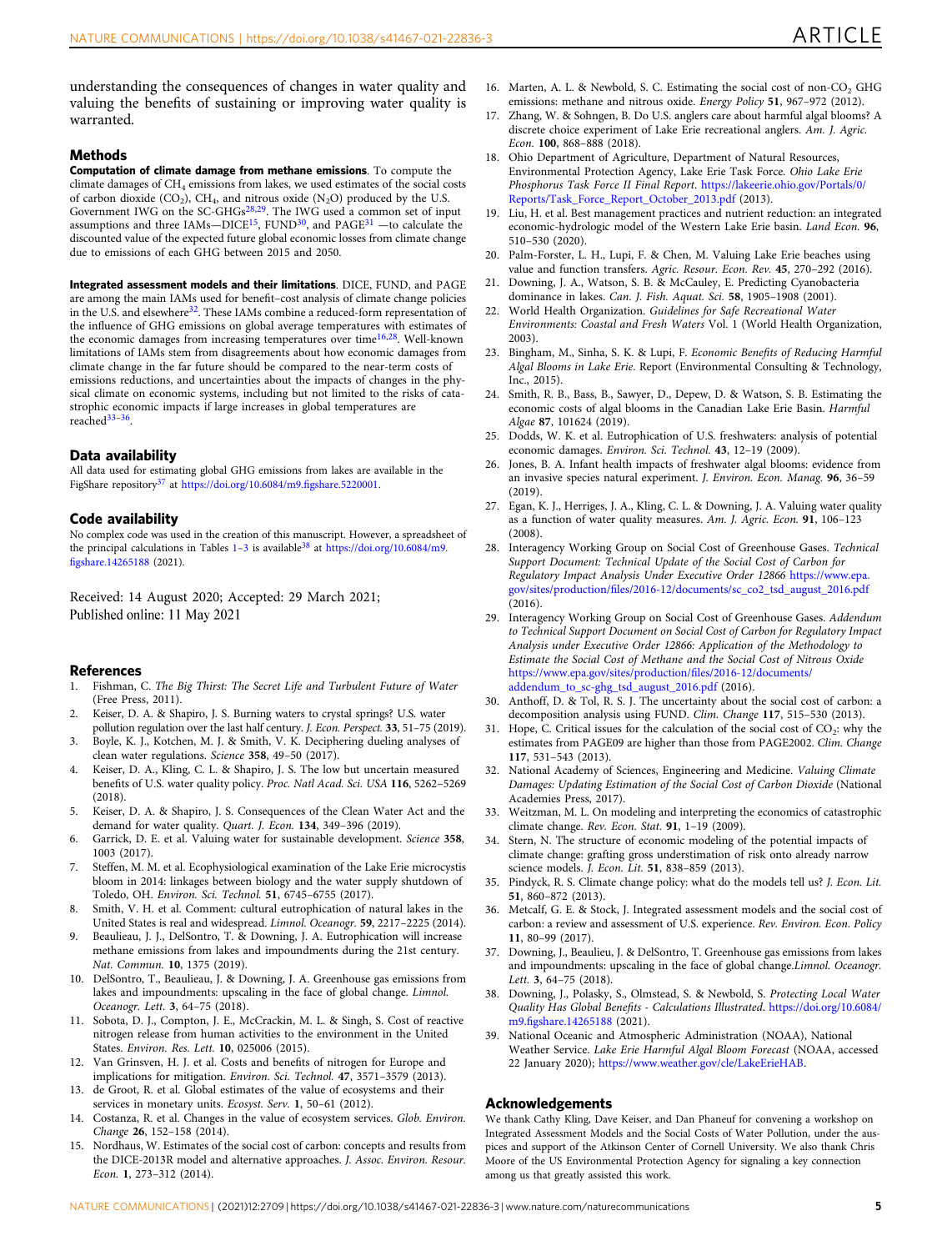understanding the consequences of changes in water quality and valuing the benefits of sustaining or improving water quality is warranted.

## Methods

**Computation of climate damage from methane emissions**. To compute the climate damages of $CH_4$ emissions from lakes, we used estimates of the social costs of carbon dioxide ($CO_2$), $CH_4$, and nitrous oxide ($N_2O$) produced by the U.S. Government IWG on the SC-GHGs[28,29]. The IWG used a common set of input assumptions and three IAMs—DICE[15], FUND[30], and PAGE[31] —to calculate the discounted value of the expected future global economic losses from climate change due to emissions of each GHG between 2015 and 2050.

**Integrated assessment models and their limitations**. DICE, FUND, and PAGE are among the main IAMs used for benefit–cost analysis of climate change policies in the U.S. and elsewhere[32]. These IAMs combine a reduced-form representation of the influence of GHG emissions on global average temperatures with estimates of the economic damages from increasing temperatures over time[16,28]. Well-known limitations of IAMs stem from disagreements about how economic damages from climate change in the far future should be compared to the near-term costs of emissions reductions, and uncertainties about the impacts of changes in the physical climate on economic systems, including but not limited to the risks of catastrophic economic impacts if large increases in global temperatures are reached[33–36].

## Data availability

All data used for estimating global GHG emissions from lakes are available in the FigShare repository[37] at https://doi.org/10.6084/m9.figshare.5220001.

## Code availability

No complex code was used in the creation of this manuscript. However, a spreadsheet of the principal calculations in Tables 1–3 is available[38] at https://doi.org/10.6084/m9.figshare.14265188 (2021).

Received: 14 August 2020; Accepted: 29 March 2021;
Published online: 11 May 2021

## References

1. Fishman, C. *The Big Thirst: The Secret Life and Turbulent Future of Water* (Free Press, 2011).
2. Keiser, D. A. & Shapiro, J. S. Burning waters to crystal springs? U.S. water pollution regulation over the last half century. *J. Econ. Perspect.* **33**, 51–75 (2019).
3. Boyle, K. J., Kotchen, M. J. & Smith, V. K. Deciphering dueling analyses of clean water regulations. *Science* **358**, 49–50 (2017).
4. Keiser, D. A., Kling, C. L. & Shapiro, J. S. The low but uncertain measured benefits of U.S. water quality policy. *Proc. Natl Acad. Sci. USA* **116**, 5262–5269 (2018).
5. Keiser, D. A. & Shapiro, J. S. Consequences of the Clean Water Act and the demand for water quality. *Quart. J. Econ.* **134**, 349–396 (2019).
6. Garrick, D. E. et al. Valuing water for sustainable development. *Science* **358**, 1003 (2017).
7. Steffen, M. M. et al. Ecophysiological examination of the Lake Erie microcystis bloom in 2014: linkages between biology and the water supply shutdown of Toledo, OH. *Environ. Sci. Technol.* **51**, 6745–6755 (2017).
8. Smith, V. H. et al. Comment: cultural eutrophication of natural lakes in the United States is real and widespread. *Limnol. Oceanogr.* **59**, 2217–2225 (2014).
9. Beaulieau, J. J., DelSontro, T. & Downing, J. A. Eutrophication will increase methane emissions from lakes and impoundments during the 21st century. *Nat. Commun.* **10**, 1375 (2019).
10. DelSontro, T., Beaulieau, J. & Downing, J. A. Greenhouse gas emissions from lakes and impoundments: upscaling in the face of global change. *Limnol. Oceanogr. Lett.* **3**, 64–75 (2018).
11. Sobota, D. J., Compton, J. E., McCrackin, M. L. & Singh, S. Cost of reactive nitrogen release from human activities to the environment in the United States. *Environ. Res. Lett.* **10**, 025006 (2015).
12. Van Grinsven, H. J. et al. Costs and benefits of nitrogen for Europe and implications for mitigation. *Environ. Sci. Technol.* **47**, 3571–3579 (2013).
13. de Groot, R. et al. Global estimates of the value of ecosystems and their services in monetary units. *Ecosyst. Serv.* **1**, 50–61 (2012).
14. Costanza, R. et al. Changes in the value of ecosystem services. *Glob. Environ. Change* **26**, 152–158 (2014).
15. Nordhaus, W. Estimates of the social cost of carbon: concepts and results from the DICE-2013R model and alternative approaches. *J. Assoc. Environ. Resour. Econ.* **1**, 273–312 (2014).
16. Marten, A. L. & Newbold, S. C. Estimating the social cost of non-$CO_2$ GHG emissions: methane and nitrous oxide. *Energy Policy* **51**, 967–972 (2012).
17. Zhang, W. & Sohngen, B. Do U.S. anglers care about harmful algal blooms? A discrete choice experiment of Lake Erie recreational anglers. *Am. J. Agric. Econ.* **100**, 868–888 (2018).
18. Ohio Department of Agriculture, Department of Natural Resources, Environmental Protection Agency, Lake Erie Task Force. *Ohio Lake Erie Phosphorus Task Force II Final Report*. https://lakeerie.ohio.gov/Portals/0/Reports/Task_Force_Report_October_2013.pdf (2013).
19. Liu, H. et al. Best management practices and nutrient reduction: an integrated economic-hydrologic model of the Western Lake Erie basin. *Land Econ.* **96**, 510–530 (2020).
20. Palm-Forster, L. H., Lupi, F. & Chen, M. Valuing Lake Erie beaches using value and function transfers. *Agric. Resour. Econ. Rev.* **45**, 270–292 (2016).
21. Downing, J. A., Watson, S. B. & McCauley, E. Predicting Cyanobacteria dominance in lakes. *Can. J. Fish. Aquat. Sci.* **58**, 1905–1908 (2001).
22. World Health Organization. *Guidelines for Safe Recreational Water Environments: Coastal and Fresh Waters* Vol. 1 (World Health Organization, 2003).
23. Bingham, M., Sinha, S. K. & Lupi, F. *Economic Benefits of Reducing Harmful Algal Blooms in Lake Erie*. Report (Environmental Consulting & Technology, Inc., 2015).
24. Smith, R. B., Bass, B., Sawyer, D., Depew, D. & Watson, S. B. Estimating the economic costs of algal blooms in the Canadian Lake Erie Basin. *Harmful Algae* **87**, 101624 (2019).
25. Dodds, W. K. et al. Eutrophication of U.S. freshwaters: analysis of potential economic damages. *Environ. Sci. Technol.* **43**, 12–19 (2009).
26. Jones, B. A. Infant health impacts of freshwater algal blooms: evidence from an invasive species natural experiment. *J. Environ. Econ. Manag.* **96**, 36–59 (2019).
27. Egan, K. J., Herriges, J. A., Kling, C. L. & Downing, J. A. Valuing water quality as a function of water quality measures. *Am. J. Agric. Econ.* **91**, 106–123 (2008).
28. Interagency Working Group on Social Cost of Greenhouse Gases. *Technical Support Document: Technical Update of the Social Cost of Carbon for Regulatory Impact Analysis Under Executive Order 12866* https://www.epa.gov/sites/production/files/2016-12/documents/sc_co2_tsd_august_2016.pdf (2016).
29. Interagency Working Group on Social Cost of Greenhouse Gases. *Addendum to Technical Support Document on Social Cost of Carbon for Regulatory Impact Analysis under Executive Order 12866: Application of the Methodology to Estimate the Social Cost of Methane and the Social Cost of Nitrous Oxide* https://www.epa.gov/sites/production/files/2016-12/documents/addendum_to_sc-ghg_tsd_august_2016.pdf (2016).
30. Anthoff, D. & Tol, R. S. J. The uncertainty about the social cost of carbon: a decomposition analysis using FUND. *Clim. Change* **117**, 515–530 (2013).
31. Hope, C. Critical issues for the calculation of the social cost of $CO_2$: why the estimates from PAGE09 are higher than those from PAGE2002. *Clim. Change* **117**, 531–543 (2013).
32. National Academy of Sciences, Engineering and Medicine. *Valuing Climate Damages: Updating Estimation of the Social Cost of Carbon Dioxide* (National Academies Press, 2017).
33. Weitzman, M. L. On modeling and interpreting the economics of catastrophic climate change. *Rev. Econ. Stat.* **91**, 1–19 (2009).
34. Stern, N. The structure of economic modeling of the potential impacts of climate change: grafting gross understimation of risk onto already narrow science models. *J. Econ. Lit.* **51**, 838–859 (2013).
35. Pindyck, R. S. Climate change policy: what do the models tell us? *J. Econ. Lit.* **51**, 860–872 (2013).
36. Metcalf, G. E. & Stock, J. Integrated assessment models and the social cost of carbon: a review and assessment of U.S. experience. *Rev. Environ. Econ. Policy* **11**, 80–99 (2017).
37. Downing, J., Beaulieu, J. & DelSontro, T. Greenhouse gas emissions from lakes and impoundments: upscaling in the face of global change.*Limnol. Oceanogr. Lett.* **3**, 64–75 (2018).
38. Downing, J., Polasky, S., Olmstead, S. & Newbold, S. *Protecting Local Water Quality Has Global Benefits - Calculations Illustrated*. https://doi.org/10.6084/m9.figshare.14265188 (2021).
39. National Oceanic and Atmospheric Administration (NOAA), National Weather Service. *Lake Erie Harmful Algal Bloom Forecast* (NOAA, accessed 22 January 2020); https://www.weather.gov/cle/LakeErieHAB.

## Acknowledgements

We thank Cathy Kling, Dave Keiser, and Dan Phaneuf for convening a workshop on Integrated Assessment Models and the Social Costs of Water Pollution, under the auspices and support of the Atkinson Center of Cornell University. We also thank Chris Moore of the US Environmental Protection Agency for signaling a key connection among us that greatly assisted this work.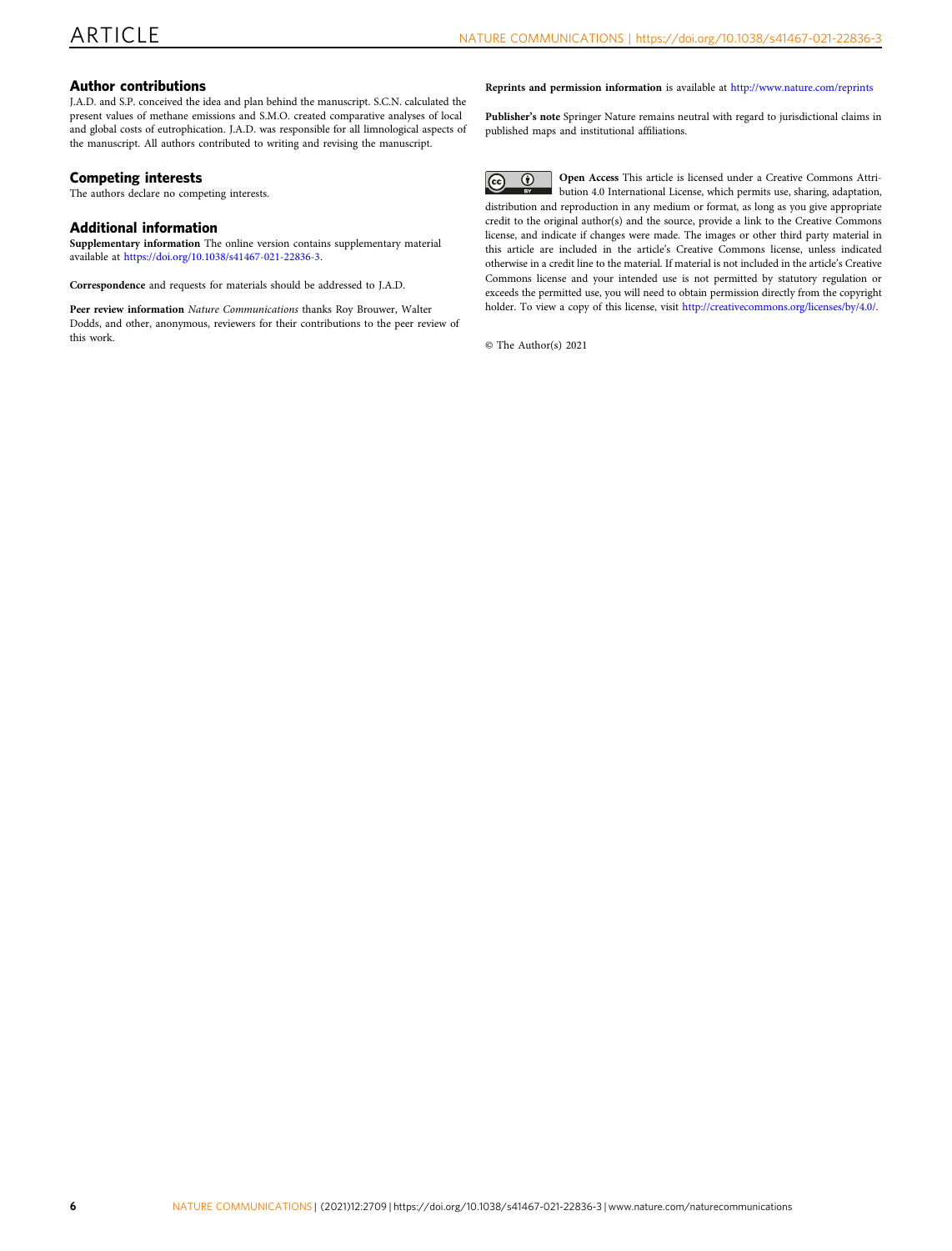## Author contributions

J.A.D. and S.P. conceived the idea and plan behind the manuscript. S.C.N. calculated the present values of methane emissions and S.M.O. created comparative analyses of local and global costs of eutrophication. J.A.D. was responsible for all limnological aspects of the manuscript. All authors contributed to writing and revising the manuscript.

## Competing interests

The authors declare no competing interests.

## Additional information

**Supplementary information** The online version contains supplementary material available at https://doi.org/10.1038/s41467-021-22836-3.

**Correspondence** and requests for materials should be addressed to J.A.D.

**Peer review information** *Nature Communications* thanks Roy Brouwer, Walter Dodds, and other, anonymous, reviewers for their contributions to the peer review of this work.

**Reprints and permission information** is available at http://www.nature.com/reprints

**Publisher's note** Springer Nature remains neutral with regard to jurisdictional claims in published maps and institutional affiliations.

**Open Access** This article is licensed under a Creative Commons Attribution 4.0 International License, which permits use, sharing, adaptation, distribution and reproduction in any medium or format, as long as you give appropriate credit to the original author(s) and the source, provide a link to the Creative Commons license, and indicate if changes were made. The images or other third party material in this article are included in the article's Creative Commons license, unless indicated otherwise in a credit line to the material. If material is not included in the article's Creative Commons license and your intended use is not permitted by statutory regulation or exceeds the permitted use, you will need to obtain permission directly from the copyright holder. To view a copy of this license, visit http://creativecommons.org/licenses/by/4.0/.

© The Author(s) 2021